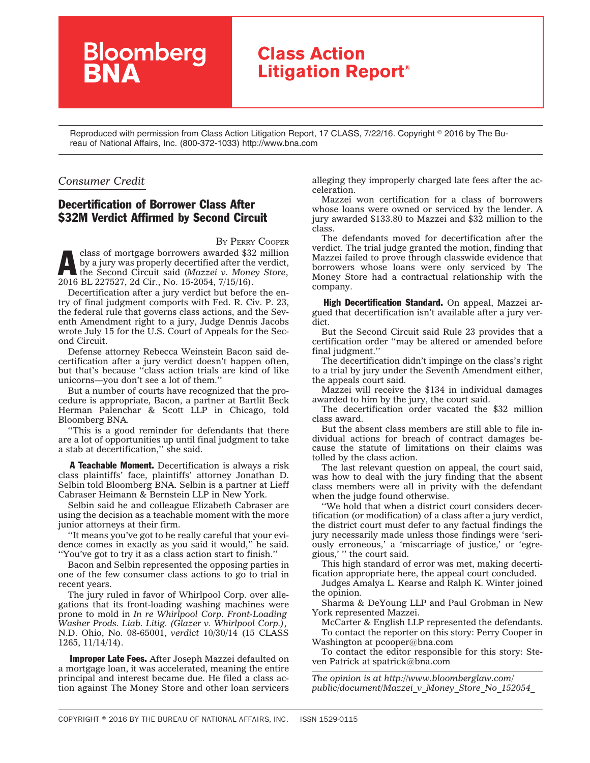# Bloomberg BNA

## Class Action Litigation Report®

Reproduced with permission from Class Action Litigation Report, 17 CLASS, 7/22/16. Copyright © 2016 by The Bureau of National Affairs, Inc. (800-372-1033) http://www.bna.com

*Consumer Credit*

## Decertification of Borrower Class After $32M Verdict Affirmed by Second Circuit

BY PERRY COOPER

A class of mortgage borrowers awarded $32 million by a jury was properly decertified after the verdict, the Second Circuit said (*Mazzei v. Money Store*, 2016 BL 227527, 2d Cir., No. 15-2054, 7/15/16).

Decertification after a jury verdict but before the entry of final judgment comports with Fed. R. Civ. P. 23, the federal rule that governs class actions, and the Seventh Amendment right to a jury, Judge Dennis Jacobs wrote July 15 for the U.S. Court of Appeals for the Second Circuit.

Defense attorney Rebecca Weinstein Bacon said decertification after a jury verdict doesn't happen often, but that's because ''class action trials are kind of like unicorns—you don't see a lot of them.''

But a number of courts have recognized that the procedure is appropriate, Bacon, a partner at Bartlit Beck Herman Palenchar & Scott LLP in Chicago, told Bloomberg BNA.

''This is a good reminder for defendants that there are a lot of opportunities up until final judgment to take a stab at decertification,'' she said.

**A Teachable Moment.** Decertification is always a risk class plaintiffs' face, plaintiffs' attorney Jonathan D. Selbin told Bloomberg BNA. Selbin is a partner at Lieff Cabraser Heimann & Bernstein LLP in New York.

Selbin said he and colleague Elizabeth Cabraser are using the decision as a teachable moment with the more junior attorneys at their firm.

''It means you've got to be really careful that your evidence comes in exactly as you said it would,'' he said. ''You've got to try it as a class action start to finish.''

Bacon and Selbin represented the opposing parties in one of the few consumer class actions to go to trial in recent years.

The jury ruled in favor of Whirlpool Corp. over allegations that its front-loading washing machines were prone to mold in *In re Whirlpool Corp. Front-Loading Washer Prods. Liab. Litig. (Glazer v. Whirlpool Corp.)*, N.D. Ohio, No. 08-65001, *verdict* 10/30/14 (15 CLASS 1265, 11/14/14).

**Improper Late Fees.** After Joseph Mazzei defaulted on a mortgage loan, it was accelerated, meaning the entire principal and interest became due. He filed a class action against The Money Store and other loan servicers alleging they improperly charged late fees after the acceleration.

Mazzei won certification for a class of borrowers whose loans were owned or serviced by the lender. A jury awarded $133.80 to Mazzei and $32 million to the class.

The defendants moved for decertification after the verdict. The trial judge granted the motion, finding that Mazzei failed to prove through classwide evidence that borrowers whose loans were only serviced by The Money Store had a contractual relationship with the company.

**High Decertification Standard.** On appeal, Mazzei argued that decertification isn't available after a jury verdict.

But the Second Circuit said Rule 23 provides that a certification order ''may be altered or amended before final judgment.''

The decertification didn't impinge on the class's right to a trial by jury under the Seventh Amendment either, the appeals court said.

Mazzei will receive the $134 in individual damages awarded to him by the jury, the court said.

The decertification order vacated the $32 million class award.

But the absent class members are still able to file individual actions for breach of contract damages because the statute of limitations on their claims was tolled by the class action.

The last relevant question on appeal, the court said, was how to deal with the jury finding that the absent class members were all in privity with the defendant when the judge found otherwise.

''We hold that when a district court considers decertification (or modification) of a class after a jury verdict, the district court must defer to any factual findings the jury necessarily made unless those findings were 'seriously erroneous,' a 'miscarriage of justice,' or 'egregious,' '' the court said.

This high standard of error was met, making decertification appropriate here, the appeal court concluded.

Judges Amalya L. Kearse and Ralph K. Winter joined the opinion.

Sharma & DeYoung LLP and Paul Grobman in New York represented Mazzei.

McCarter & English LLP represented the defendants.

To contact the reporter on this story: Perry Cooper in Washington at pcooper@bna.com

To contact the editor responsible for this story: Steven Patrick at spatrick@bna.com

*The opinion is at http://www.bloomberglaw.com/public/document/Mazzei_v_Money_Store_No_152054_*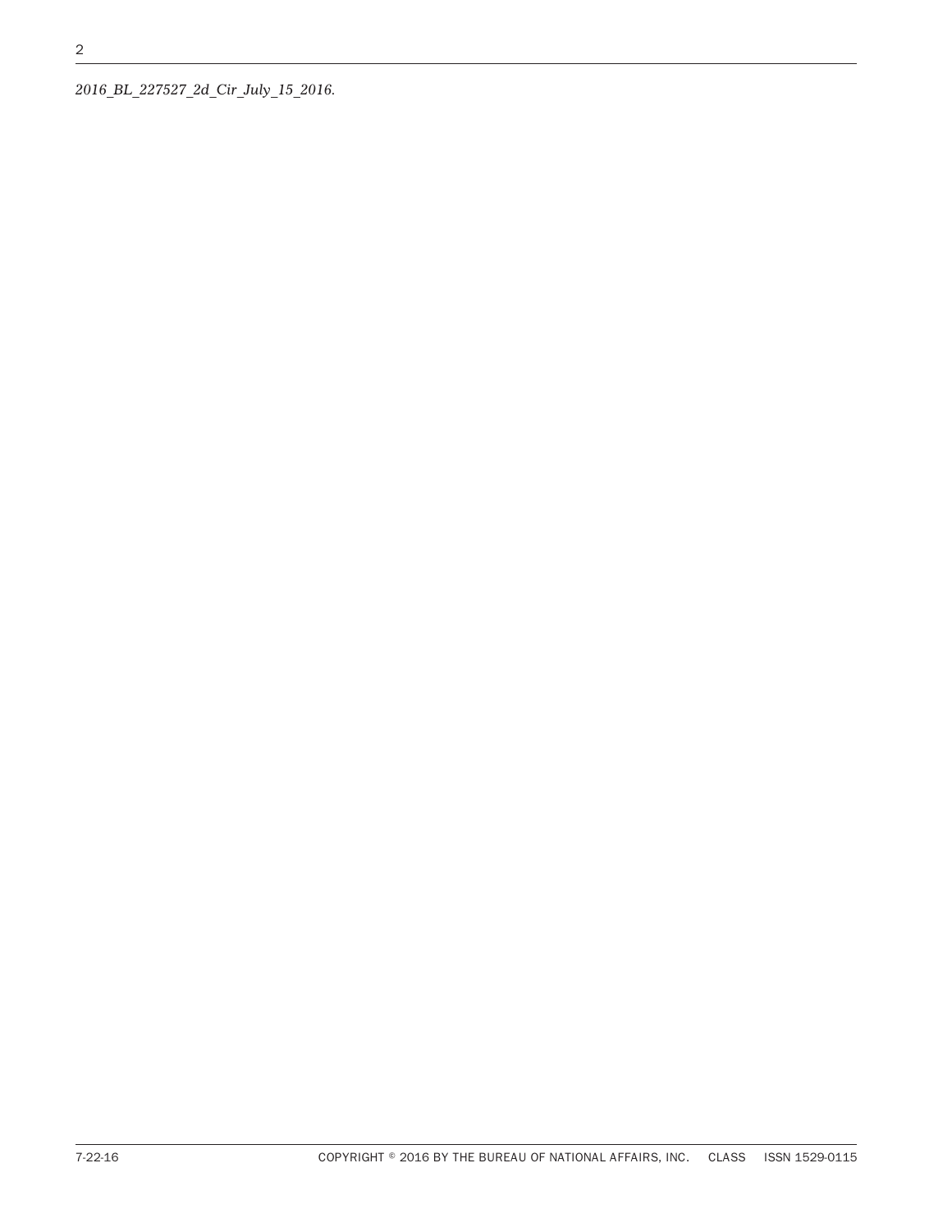*2016_BL_227527_2d_Cir_July_15_2016.*